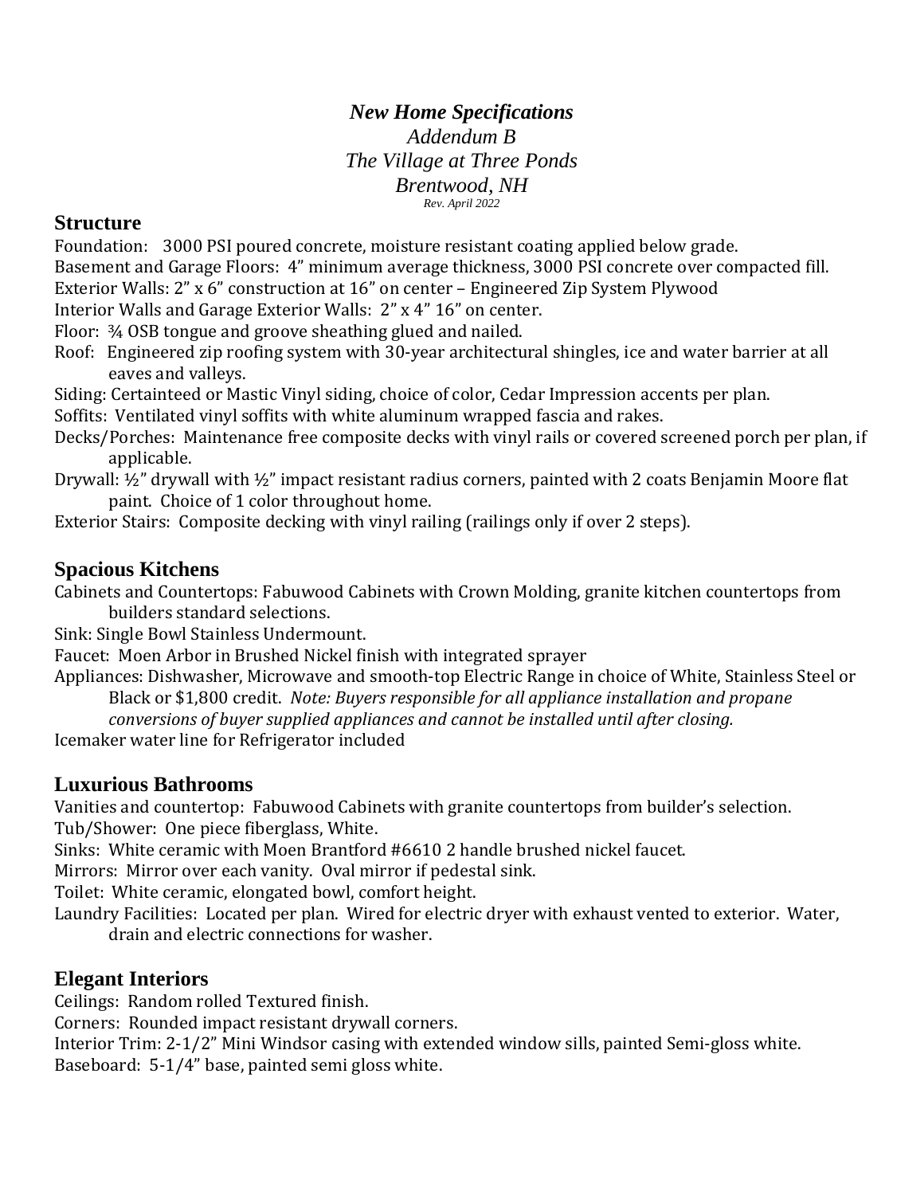***New Home Specifications***

*Addendum B*

*The Village at Three Ponds*

*Brentwood, NH*

*Rev. April 2022*

## Structure

Foundation: 3000 PSI poured concrete, moisture resistant coating applied below grade.
Basement and Garage Floors: 4" minimum average thickness, 3000 PSI concrete over compacted fill.
Exterior Walls: 2" x 6" construction at 16" on center – Engineered Zip System Plywood
Interior Walls and Garage Exterior Walls: 2" x 4" 16" on center.
Floor: ¾ OSB tongue and groove sheathing glued and nailed.
Roof: Engineered zip roofing system with 30-year architectural shingles, ice and water barrier at all eaves and valleys.
Siding: Certainteed or Mastic Vinyl siding, choice of color, Cedar Impression accents per plan.
Soffits: Ventilated vinyl soffits with white aluminum wrapped fascia and rakes.
Decks/Porches: Maintenance free composite decks with vinyl rails or covered screened porch per plan, if applicable.
Drywall: ½" drywall with ½" impact resistant radius corners, painted with 2 coats Benjamin Moore flat paint. Choice of 1 color throughout home.
Exterior Stairs: Composite decking with vinyl railing (railings only if over 2 steps).

## Spacious Kitchens

Cabinets and Countertops: Fabuwood Cabinets with Crown Molding, granite kitchen countertops from builders standard selections.
Sink: Single Bowl Stainless Undermount.
Faucet: Moen Arbor in Brushed Nickel finish with integrated sprayer
Appliances: Dishwasher, Microwave and smooth-top Electric Range in choice of White, Stainless Steel or Black or $1,800 credit. *Note: Buyers responsible for all appliance installation and propane conversions of buyer supplied appliances and cannot be installed until after closing.*
Icemaker water line for Refrigerator included

## Luxurious Bathrooms

Vanities and countertop: Fabuwood Cabinets with granite countertops from builder's selection.
Tub/Shower: One piece fiberglass, White.
Sinks: White ceramic with Moen Brantford #6610 2 handle brushed nickel faucet.
Mirrors: Mirror over each vanity. Oval mirror if pedestal sink.
Toilet: White ceramic, elongated bowl, comfort height.
Laundry Facilities: Located per plan. Wired for electric dryer with exhaust vented to exterior. Water, drain and electric connections for washer.

## Elegant Interiors

Ceilings: Random rolled Textured finish.
Corners: Rounded impact resistant drywall corners.
Interior Trim: 2-1/2" Mini Windsor casing with extended window sills, painted Semi-gloss white.
Baseboard: 5-1/4" base, painted semi gloss white.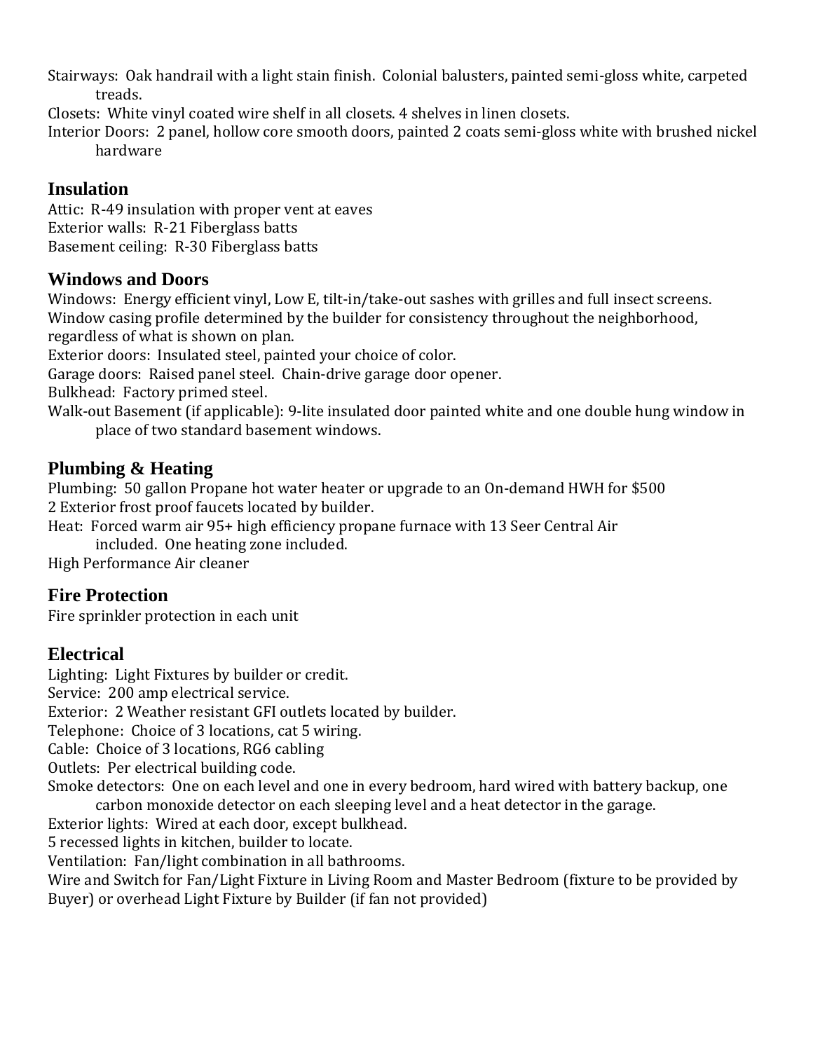Stairways: Oak handrail with a light stain finish. Colonial balusters, painted semi-gloss white, carpeted treads.

Closets: White vinyl coated wire shelf in all closets. 4 shelves in linen closets.

Interior Doors: 2 panel, hollow core smooth doors, painted 2 coats semi-gloss white with brushed nickel hardware

## Insulation

Attic: R-49 insulation with proper vent at eaves

Exterior walls: R-21 Fiberglass batts

Basement ceiling: R-30 Fiberglass batts

## Windows and Doors

Windows: Energy efficient vinyl, Low E, tilt-in/take-out sashes with grilles and full insect screens.

Window casing profile determined by the builder for consistency throughout the neighborhood, regardless of what is shown on plan.

Exterior doors: Insulated steel, painted your choice of color.

Garage doors: Raised panel steel. Chain-drive garage door opener.

Bulkhead: Factory primed steel.

Walk-out Basement (if applicable): 9-lite insulated door painted white and one double hung window in place of two standard basement windows.

## Plumbing & Heating

Plumbing: 50 gallon Propane hot water heater or upgrade to an On-demand HWH for $500

2 Exterior frost proof faucets located by builder.

Heat: Forced warm air 95+ high efficiency propane furnace with 13 Seer Central Air included. One heating zone included.

High Performance Air cleaner

## Fire Protection

Fire sprinkler protection in each unit

## Electrical

Lighting: Light Fixtures by builder or credit.

Service: 200 amp electrical service.

Exterior: 2 Weather resistant GFI outlets located by builder.

Telephone: Choice of 3 locations, cat 5 wiring.

Cable: Choice of 3 locations, RG6 cabling

Outlets: Per electrical building code.

Smoke detectors: One on each level and one in every bedroom, hard wired with battery backup, one carbon monoxide detector on each sleeping level and a heat detector in the garage.

Exterior lights: Wired at each door, except bulkhead.

5 recessed lights in kitchen, builder to locate.

Ventilation: Fan/light combination in all bathrooms.

Wire and Switch for Fan/Light Fixture in Living Room and Master Bedroom (fixture to be provided by Buyer) or overhead Light Fixture by Builder (if fan not provided)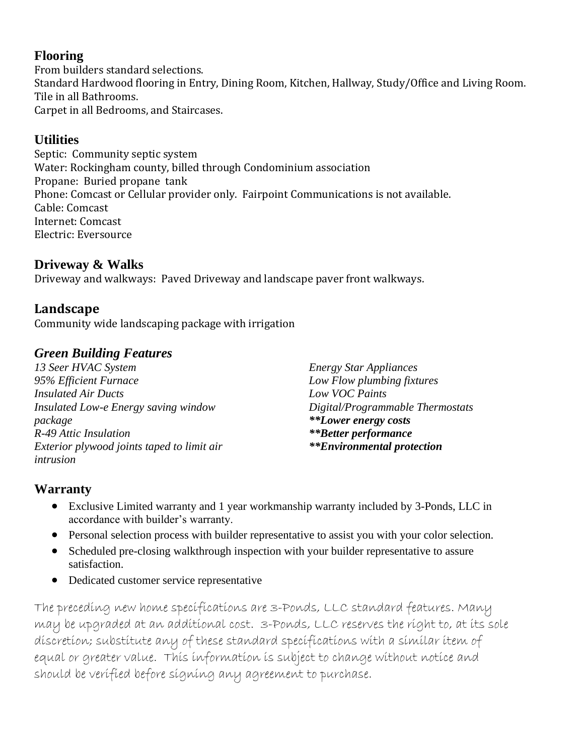## Flooring

From builders standard selections.
Standard Hardwood flooring in Entry, Dining Room, Kitchen, Hallway, Study/Office and Living Room.
Tile in all Bathrooms.
Carpet in all Bedrooms, and Staircases.

## Utilities

Septic: Community septic system
Water: Rockingham county, billed through Condominium association
Propane: Buried propane tank
Phone: Comcast or Cellular provider only. Fairpoint Communications is not available.
Cable: Comcast
Internet: Comcast
Electric: Eversource

## Driveway & Walks

Driveway and walkways: Paved Driveway and landscape paver front walkways.

## Landscape

Community wide landscaping package with irrigation

## *Green Building Features*

*13 Seer HVAC System*
*95% Efficient Furnace*
*Insulated Air Ducts*
*Insulated Low-e Energy saving window package*
*R-49 Attic Insulation*
*Exterior plywood joints taped to limit air intrusion*
*Energy Star Appliances*
*Low Flow plumbing fixtures*
*Low VOC Paints*
*Digital/Programmable Thermostats*
***\*\*Lower energy costs***
***\*\*Better performance***
***\*\*Environmental protection***

## Warranty

- Exclusive Limited warranty and 1 year workmanship warranty included by 3-Ponds, LLC in accordance with builder's warranty.
- Personal selection process with builder representative to assist you with your color selection.
- Scheduled pre-closing walkthrough inspection with your builder representative to assure satisfaction.
- Dedicated customer service representative

The preceding new home specifications are 3-Ponds, LLC standard features. Many may be upgraded at an additional cost. 3-Ponds, LLC reserves the right to, at its sole discretion; substitute any of these standard specifications with a similar item of equal or greater value. This information is subject to change without notice and should be verified before signing any agreement to purchase.